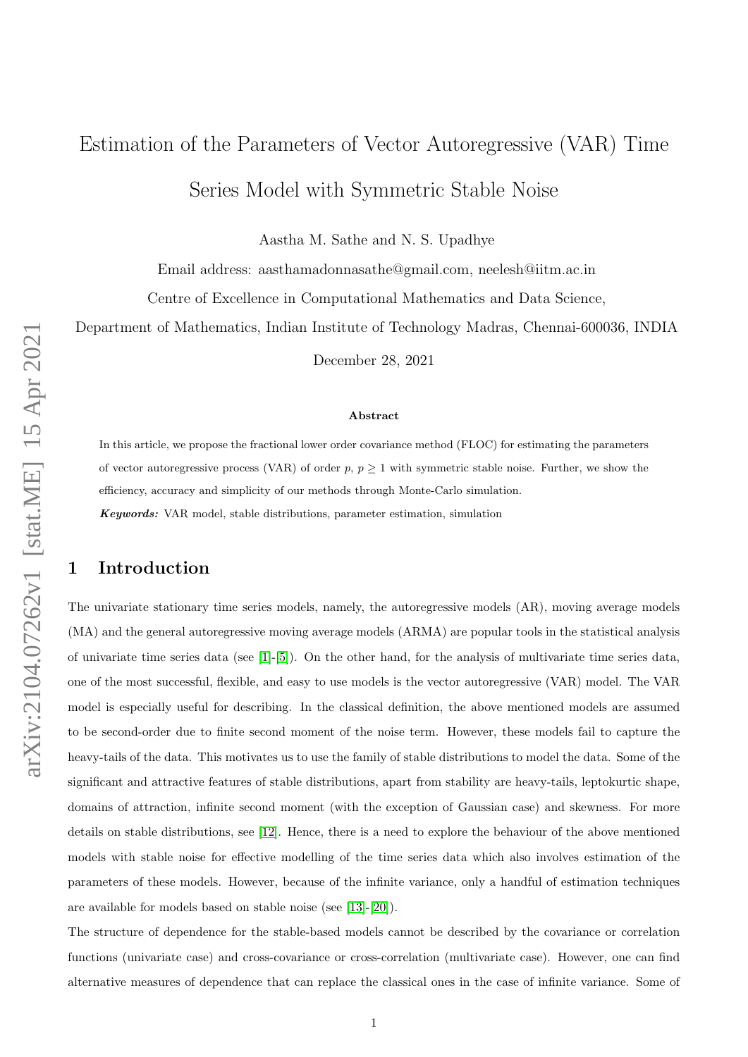# Estimation of the Parameters of Vector Autoregressive (VAR) Time Series Model with Symmetric Stable Noise

Aastha M. Sathe and N. S. Upadhye

Email address: aasthamadonnasathe@gmail.com, neelesh@iitm.ac.in

Centre of Excellence in Computational Mathematics and Data Science,

Department of Mathematics, Indian Institute of Technology Madras, Chennai-600036, INDIA

December 28, 2021

### Abstract

In this article, we propose the fractional lower order covariance method (FLOC) for estimating the parameters of vector autoregressive process (VAR) of order $p$, $p \geq 1$ with symmetric stable noise. Further, we show the efficiency, accuracy and simplicity of our methods through Monte-Carlo simulation.

***Keywords:*** VAR model, stable distributions, parameter estimation, simulation

## 1 Introduction

The univariate stationary time series models, namely, the autoregressive models (AR), moving average models (MA) and the general autoregressive moving average models (ARMA) are popular tools in the statistical analysis of univariate time series data (see [1]-[5]). On the other hand, for the analysis of multivariate time series data, one of the most successful, flexible, and easy to use models is the vector autoregressive (VAR) model. The VAR model is especially useful for describing. In the classical definition, the above mentioned models are assumed to be second-order due to finite second moment of the noise term. However, these models fail to capture the heavy-tails of the data. This motivates us to use the family of stable distributions to model the data. Some of the significant and attractive features of stable distributions, apart from stability are heavy-tails, leptokurtic shape, domains of attraction, infinite second moment (with the exception of Gaussian case) and skewness. For more details on stable distributions, see [12]. Hence, there is a need to explore the behaviour of the above mentioned models with stable noise for effective modelling of the time series data which also involves estimation of the parameters of these models. However, because of the infinite variance, only a handful of estimation techniques are available for models based on stable noise (see [13]-[20]).

The structure of dependence for the stable-based models cannot be described by the covariance or correlation functions (univariate case) and cross-covariance or cross-correlation (multivariate case). However, one can find alternative measures of dependence that can replace the classical ones in the case of infinite variance. Some of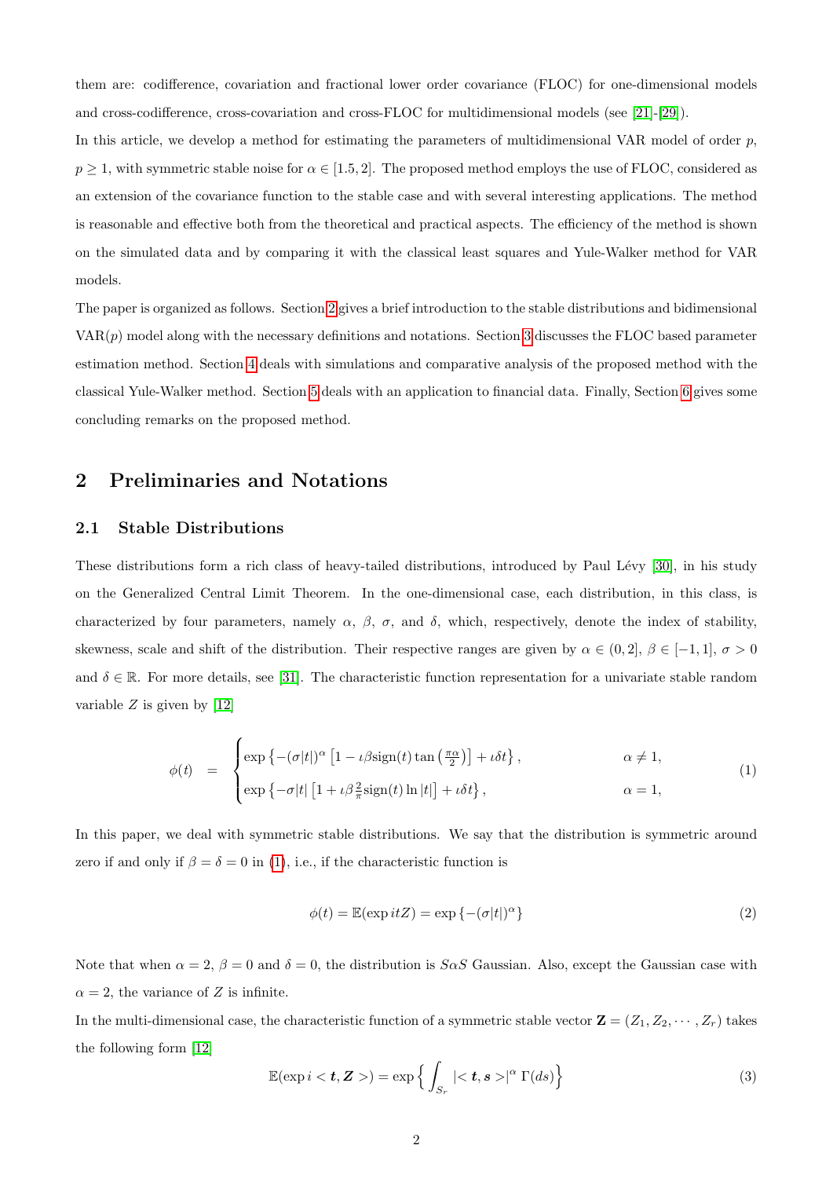them are: codifference, covariation and fractional lower order covariance (FLOC) for one-dimensional models and cross-codifference, cross-covariation and cross-FLOC for multidimensional models (see [21]-[29]).

In this article, we develop a method for estimating the parameters of multidimensional VAR model of order $p$, $p \geq 1$, with symmetric stable noise for $\alpha \in [1.5, 2]$. The proposed method employs the use of FLOC, considered as an extension of the covariance function to the stable case and with several interesting applications. The method is reasonable and effective both from the theoretical and practical aspects. The efficiency of the method is shown on the simulated data and by comparing it with the classical least squares and Yule-Walker method for VAR models.

The paper is organized as follows. Section 2 gives a brief introduction to the stable distributions and bidimensional VAR($p$) model along with the necessary definitions and notations. Section 3 discusses the FLOC based parameter estimation method. Section 4 deals with simulations and comparative analysis of the proposed method with the classical Yule-Walker method. Section 5 deals with an application to financial data. Finally, Section 6 gives some concluding remarks on the proposed method.

## 2 Preliminaries and Notations

### 2.1 Stable Distributions

These distributions form a rich class of heavy-tailed distributions, introduced by Paul Lévy [30], in his study on the Generalized Central Limit Theorem. In the one-dimensional case, each distribution, in this class, is characterized by four parameters, namely $\alpha$, $\beta$, $\sigma$, and $\delta$, which, respectively, denote the index of stability, skewness, scale and shift of the distribution. Their respective ranges are given by $\alpha \in (0, 2]$, $\beta \in [-1, 1]$, $\sigma > 0$ and $\delta \in \mathbb{R}$. For more details, see [31]. The characteristic function representation for a univariate stable random variable $Z$ is given by [12]

$$\phi(t) = \begin{cases} \exp\left\{-(\sigma|t|)^{\alpha}\left[1 - \iota\beta \operatorname{sign}(t)\tan\left(\frac{\pi\alpha}{2}\right)\right] + \iota\delta t\right\}, & \alpha \neq 1, \\ \exp\left\{-\sigma|t|\left[1 + \iota\beta\frac{2}{\pi}\operatorname{sign}(t)\ln|t|\right] + \iota\delta t\right\}, & \alpha = 1, \end{cases} \tag{1}$$

In this paper, we deal with symmetric stable distributions. We say that the distribution is symmetric around zero if and only if $\beta = \delta = 0$ in (1), i.e., if the characteristic function is

$$\phi(t) = \mathbb{E}(\exp itZ) = \exp\left\{-(\sigma|t|)^{\alpha}\right\} \tag{2}$$

Note that when $\alpha = 2$, $\beta = 0$ and $\delta = 0$, the distribution is $S\alpha S$ Gaussian. Also, except the Gaussian case with $\alpha = 2$, the variance of $Z$ is infinite.

In the multi-dimensional case, the characteristic function of a symmetric stable vector $\mathbf{Z} = (Z_1, Z_2, \cdots, Z_r)$ takes the following form [12]

$$\mathbb{E}(\exp i < \boldsymbol{t}, \boldsymbol{Z} >) = \exp\Big\{\int_{S_r} |< \boldsymbol{t}, \boldsymbol{s} >|^{\alpha}\, \Gamma(ds)\Big\} \tag{3}$$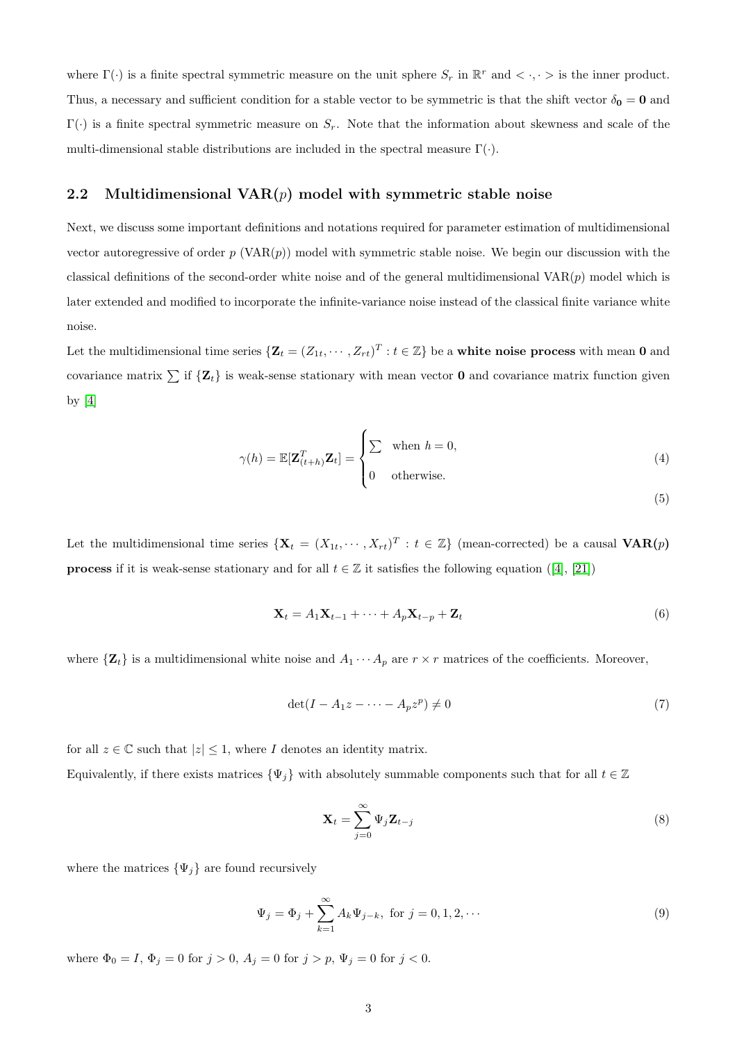where $\Gamma(\cdot)$ is a finite spectral symmetric measure on the unit sphere $S_r$ in $\mathbb{R}^r$ and $<\cdot,\cdot>$ is the inner product. Thus, a necessary and sufficient condition for a stable vector to be symmetric is that the shift vector $\delta_{\mathbf{0}} = \mathbf{0}$ and $\Gamma(\cdot)$ is a finite spectral symmetric measure on $S_r$. Note that the information about skewness and scale of the multi-dimensional stable distributions are included in the spectral measure $\Gamma(\cdot)$.

## 2.2 Multidimensional VAR($p$) model with symmetric stable noise

Next, we discuss some important definitions and notations required for parameter estimation of multidimensional vector autoregressive of order $p$ (VAR($p$)) model with symmetric stable noise. We begin our discussion with the classical definitions of the second-order white noise and of the general multidimensional VAR($p$) model which is later extended and modified to incorporate the infinite-variance noise instead of the classical finite variance white noise.

Let the multidimensional time series $\{\mathbf{Z}_t = (Z_{1t}, \cdots, Z_{rt})^T : t \in \mathbb{Z}\}$ be a **white noise process** with mean $\mathbf{0}$ and covariance matrix $\sum$ if $\{\mathbf{Z}_t\}$ is weak-sense stationary with mean vector $\mathbf{0}$ and covariance matrix function given by [4]

$$
\gamma(h) = \mathbb{E}[\mathbf{Z}_{(t+h)}^T \mathbf{Z}_t] = \begin{cases} \sum & \text{when } h = 0, \\ 0 & \text{otherwise.} \end{cases} \tag{4}
$$

(5)

Let the multidimensional time series $\{\mathbf{X}_t = (X_{1t}, \cdots, X_{rt})^T : t \in \mathbb{Z}\}$ (mean-corrected) be a causal **VAR($p$) process** if it is weak-sense stationary and for all $t \in \mathbb{Z}$ it satisfies the following equation ([4], [21])

$$
\mathbf{X}_t = A_1 \mathbf{X}_{t-1} + \cdots + A_p \mathbf{X}_{t-p} + \mathbf{Z}_t \tag{6}
$$

where $\{\mathbf{Z}_t\}$ is a multidimensional white noise and $A_1 \cdots A_p$ are $r \times r$ matrices of the coefficients. Moreover,

$$
\det(I - A_1 z - \cdots - A_p z^p) \neq 0 \tag{7}
$$

for all $z \in \mathbb{C}$ such that $|z| \leq 1$, where $I$ denotes an identity matrix.

Equivalently, if there exists matrices $\{\Psi_j\}$ with absolutely summable components such that for all $t \in \mathbb{Z}$

$$
\mathbf{X}_t = \sum_{j=0}^{\infty} \Psi_j \mathbf{Z}_{t-j} \tag{8}
$$

where the matrices $\{\Psi_j\}$ are found recursively

$$
\Psi_j = \Phi_j + \sum_{k=1}^{\infty} A_k \Psi_{j-k}, \text{ for } j = 0, 1, 2, \cdots \tag{9}
$$

where $\Phi_0 = I$, $\Phi_j = 0$ for $j > 0$, $A_j = 0$ for $j > p$, $\Psi_j = 0$ for $j < 0$.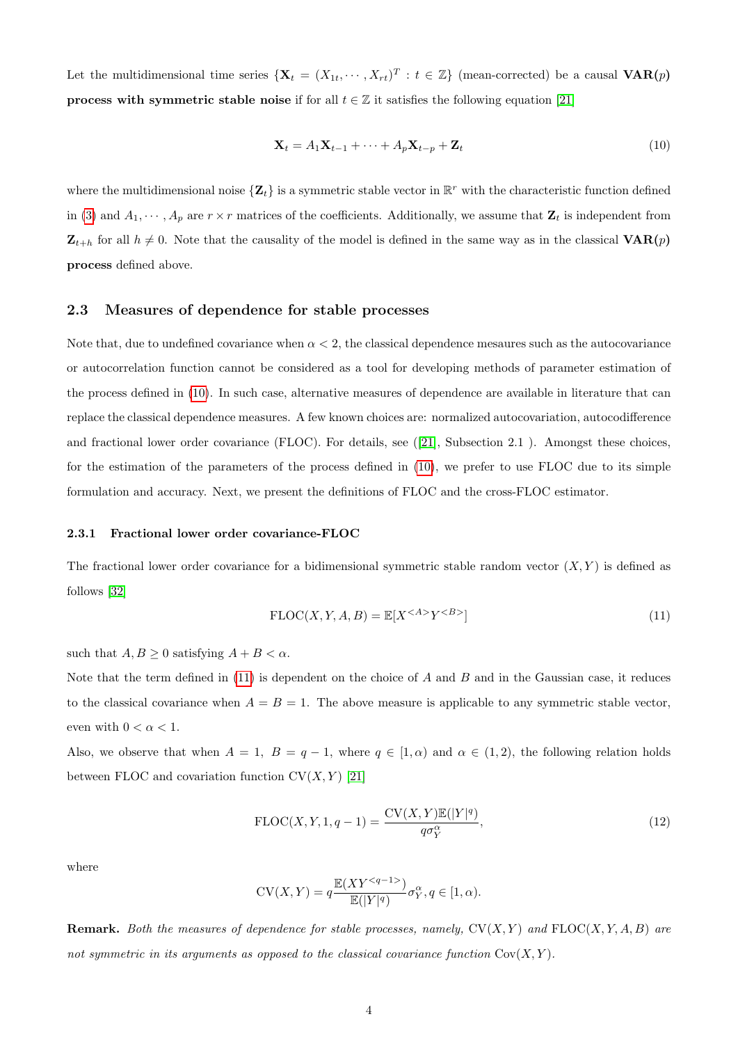Let the multidimensional time series $\{\mathbf{X}_t = (X_{1t}, \cdots, X_{rt})^T : t \in \mathbb{Z}\}$ (mean-corrected) be a causal **VAR($p$) process with symmetric stable noise** if for all $t \in \mathbb{Z}$ it satisfies the following equation [21]

$$\mathbf{X}_t = A_1 \mathbf{X}_{t-1} + \cdots + A_p \mathbf{X}_{t-p} + \mathbf{Z}_t \tag{10}$$

where the multidimensional noise $\{\mathbf{Z}_t\}$ is a symmetric stable vector in $\mathbb{R}^r$ with the characteristic function defined in (3) and $A_1, \cdots, A_p$ are $r \times r$ matrices of the coefficients. Additionally, we assume that $\mathbf{Z}_t$ is independent from $\mathbf{Z}_{t+h}$ for all $h \neq 0$. Note that the causality of the model is defined in the same way as in the classical **VAR($p$) process** defined above.

## 2.3 Measures of dependence for stable processes

Note that, due to undefined covariance when $\alpha < 2$, the classical dependence mesaures such as the autocovariance or autocorrelation function cannot be considered as a tool for developing methods of parameter estimation of the process defined in (10). In such case, alternative measures of dependence are available in literature that can replace the classical dependence measures. A few known choices are: normalized autocovariation, autocodifference and fractional lower order covariance (FLOC). For details, see ([21], Subsection 2.1 ). Amongst these choices, for the estimation of the parameters of the process defined in (10), we prefer to use FLOC due to its simple formulation and accuracy. Next, we present the definitions of FLOC and the cross-FLOC estimator.

### 2.3.1 Fractional lower order covariance-FLOC

The fractional lower order covariance for a bidimensional symmetric stable random vector $(X, Y)$ is defined as follows [32]

$$\text{FLOC}(X, Y, A, B) = \mathbb{E}[X^{<A>} Y^{<B>}] \tag{11}$$

such that $A, B \geq 0$ satisfying $A + B < \alpha$.

Note that the term defined in (11) is dependent on the choice of $A$ and $B$ and in the Gaussian case, it reduces to the classical covariance when $A = B = 1$. The above measure is applicable to any symmetric stable vector, even with $0 < \alpha < 1$.

Also, we observe that when $A = 1$, $B = q - 1$, where $q \in [1, \alpha)$ and $\alpha \in (1, 2)$, the following relation holds between FLOC and covariation function $\text{CV}(X, Y)$ [21]

$$\text{FLOC}(X, Y, 1, q-1) = \frac{\text{CV}(X, Y)\mathbb{E}(|Y|^q)}{q\sigma_Y^\alpha}, \tag{12}$$

where

$$\text{CV}(X, Y) = q \frac{\mathbb{E}(XY^{<q-1>})}{\mathbb{E}(|Y|^q)} \sigma_Y^\alpha, q \in [1, \alpha).$$

**Remark.** *Both the measures of dependence for stable processes, namely,* $\text{CV}(X, Y)$ *and* $\text{FLOC}(X, Y, A, B)$ *are not symmetric in its arguments as opposed to the classical covariance function* $\text{Cov}(X, Y)$*.*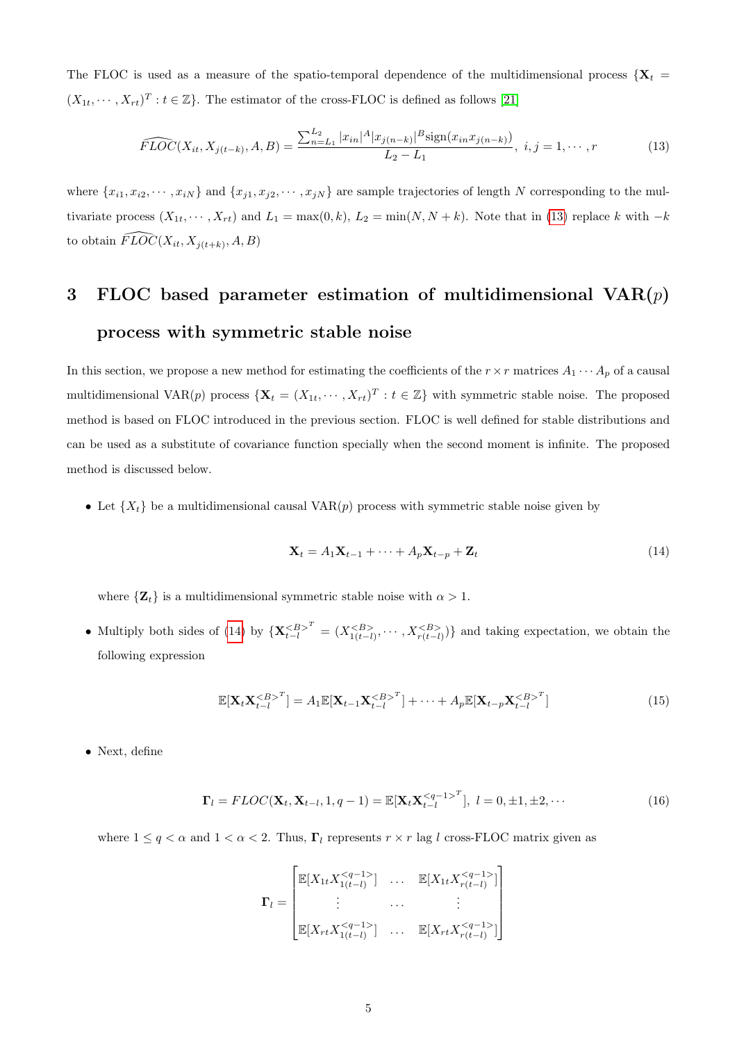The FLOC is used as a measure of the spatio-temporal dependence of the multidimensional process $\{\mathbf{X}_t = (X_{1t}, \cdots, X_{rt})^T : t \in \mathbb{Z}\}$. The estimator of the cross-FLOC is defined as follows [21]

$$\widehat{FLOC}(X_{it}, X_{j(t-k)}, A, B) = \frac{\sum_{n=L_1}^{L_2} |x_{in}|^A |x_{j(n-k)}|^B \text{sign}(x_{in}x_{j(n-k)})}{L_2 - L_1}, \; i, j = 1, \cdots, r \tag{13}$$

where $\{x_{i1}, x_{i2}, \cdots, x_{iN}\}$ and $\{x_{j1}, x_{j2}, \cdots, x_{jN}\}$ are sample trajectories of length $N$ corresponding to the multivariate process $(X_{1t}, \cdots, X_{rt})$ and $L_1 = \max(0, k)$, $L_2 = \min(N, N + k)$. Note that in (13) replace $k$ with $-k$ to obtain $\widehat{FLOC}(X_{it}, X_{j(t+k)}, A, B)$

# 3 FLOC based parameter estimation of multidimensional VAR($p$) process with symmetric stable noise

In this section, we propose a new method for estimating the coefficients of the $r \times r$ matrices $A_1 \cdots A_p$ of a causal multidimensional VAR($p$) process $\{\mathbf{X}_t = (X_{1t}, \cdots, X_{rt})^T : t \in \mathbb{Z}\}$ with symmetric stable noise. The proposed method is based on FLOC introduced in the previous section. FLOC is well defined for stable distributions and can be used as a substitute of covariance function specially when the second moment is infinite. The proposed method is discussed below.

- Let $\{X_t\}$ be a multidimensional causal VAR($p$) process with symmetric stable noise given by

$$\mathbf{X}_t = A_1\mathbf{X}_{t-1} + \cdots + A_p\mathbf{X}_{t-p} + \mathbf{Z}_t \tag{14}$$

  where $\{\mathbf{Z}_t\}$ is a multidimensional symmetric stable noise with $\alpha > 1$.

- Multiply both sides of (14) by $\{\mathbf{X}_{t-l}^{<B>^T} = (X_{1(t-l)}^{<B>}, \cdots, X_{r(t-l)}^{<B>})\}$ and taking expectation, we obtain the following expression

$$\mathbb{E}[\mathbf{X}_t\mathbf{X}_{t-l}^{<B>^T}] = A_1\mathbb{E}[\mathbf{X}_{t-1}\mathbf{X}_{t-l}^{<B>^T}] + \cdots + A_p\mathbb{E}[\mathbf{X}_{t-p}\mathbf{X}_{t-l}^{<B>^T}] \tag{15}$$

- Next, define

$$\mathbf{\Gamma}_l = FLOC(\mathbf{X}_t, \mathbf{X}_{t-l}, 1, q-1) = \mathbb{E}[\mathbf{X}_t\mathbf{X}_{t-l}^{<q-1>^T}], \; l = 0, \pm1, \pm2, \cdots \tag{16}$$

  where $1 \leq q < \alpha$ and $1 < \alpha < 2$. Thus, $\mathbf{\Gamma}_l$ represents $r \times r$ lag $l$ cross-FLOC matrix given as

$$\mathbf{\Gamma}_l = \begin{bmatrix} \mathbb{E}[X_{1t}X_{1(t-l)}^{<q-1>}] & \dots & \mathbb{E}[X_{1t}X_{r(t-l)}^{<q-1>}] \\ \vdots & \dots & \vdots \\ \mathbb{E}[X_{rt}X_{1(t-l)}^{<q-1>}] & \dots & \mathbb{E}[X_{rt}X_{r(t-l)}^{<q-1>}] \end{bmatrix}$$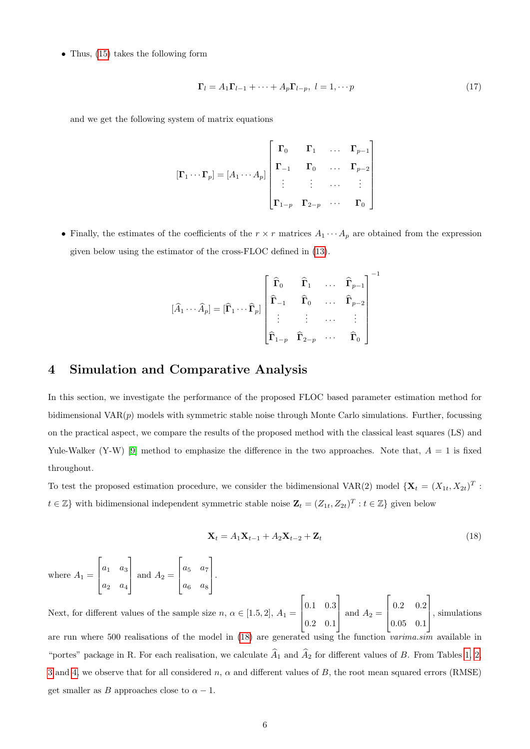- Thus, (15) takes the following form

$$\mathbf{\Gamma}_l = A_1\mathbf{\Gamma}_{l-1} + \cdots + A_p\mathbf{\Gamma}_{l-p}, \; l = 1, \cdots p \tag{17}$$

  and we get the following system of matrix equations

$$[\mathbf{\Gamma}_1 \cdots \mathbf{\Gamma}_p] = [A_1 \cdots A_p] \begin{bmatrix} \mathbf{\Gamma}_0 & \mathbf{\Gamma}_1 & \dots & \mathbf{\Gamma}_{p-1} \\ \mathbf{\Gamma}_{-1} & \mathbf{\Gamma}_0 & \dots & \mathbf{\Gamma}_{p-2} \\ \vdots & \vdots & \dots & \vdots \\ \mathbf{\Gamma}_{1-p} & \mathbf{\Gamma}_{2-p} & \cdots & \mathbf{\Gamma}_0 \end{bmatrix}$$

- Finally, the estimates of the coefficients of the $r \times r$ matrices $A_1 \cdots A_p$ are obtained from the expression given below using the estimator of the cross-FLOC defined in (13).

$$[\widehat{A}_1 \cdots \widehat{A}_p] = [\widehat{\mathbf{\Gamma}}_1 \cdots \widehat{\mathbf{\Gamma}}_p] \begin{bmatrix} \widehat{\mathbf{\Gamma}}_0 & \widehat{\mathbf{\Gamma}}_1 & \dots & \widehat{\mathbf{\Gamma}}_{p-1} \\ \widehat{\mathbf{\Gamma}}_{-1} & \widehat{\mathbf{\Gamma}}_0 & \dots & \widehat{\mathbf{\Gamma}}_{p-2} \\ \vdots & \vdots & \dots & \vdots \\ \widehat{\mathbf{\Gamma}}_{1-p} & \widehat{\mathbf{\Gamma}}_{2-p} & \cdots & \widehat{\mathbf{\Gamma}}_0 \end{bmatrix}^{-1}$$

# 4 Simulation and Comparative Analysis

In this section, we investigate the performance of the proposed FLOC based parameter estimation method for bidimensional VAR($p$) models with symmetric stable noise through Monte Carlo simulations. Further, focussing on the practical aspect, we compare the results of the proposed method with the classical least squares (LS) and Yule-Walker (Y-W) [9] method to emphasize the difference in the two approaches. Note that, $A = 1$ is fixed throughout.

To test the proposed estimation procedure, we consider the bidimensional VAR(2) model $\{\mathbf{X}_t = (X_{1t}, X_{2t})^T : t \in \mathbb{Z}\}$ with bidimensional independent symmetric stable noise $\mathbf{Z}_t = (Z_{1t}, Z_{2t})^T : t \in \mathbb{Z}\}$ given below

$$\mathbf{X}_t = A_1\mathbf{X}_{t-1} + A_2\mathbf{X}_{t-2} + \mathbf{Z}_t \tag{18}$$

where $A_1 = \begin{bmatrix} a_1 & a_3 \\ a_2 & a_4 \end{bmatrix}$ and $A_2 = \begin{bmatrix} a_5 & a_7 \\ a_6 & a_8 \end{bmatrix}$.

Next, for different values of the sample size $n$, $\alpha \in [1.5, 2]$, $A_1 = \begin{bmatrix} 0.1 & 0.3 \\ 0.2 & 0.1 \end{bmatrix}$ and $A_2 = \begin{bmatrix} 0.2 & 0.2 \\ 0.05 & 0.1 \end{bmatrix}$, simulations are run where 500 realisations of the model in (18) are generated using the function *varima.sim* available in "portes" package in R. For each realisation, we calculate $\widehat{A}_1$ and $\widehat{A}_2$ for different values of $B$. From Tables 1, 2, 3 and 4, we observe that for all considered $n$, $\alpha$ and different values of $B$, the root mean squared errors (RMSE) get smaller as $B$ approaches close to $\alpha - 1$.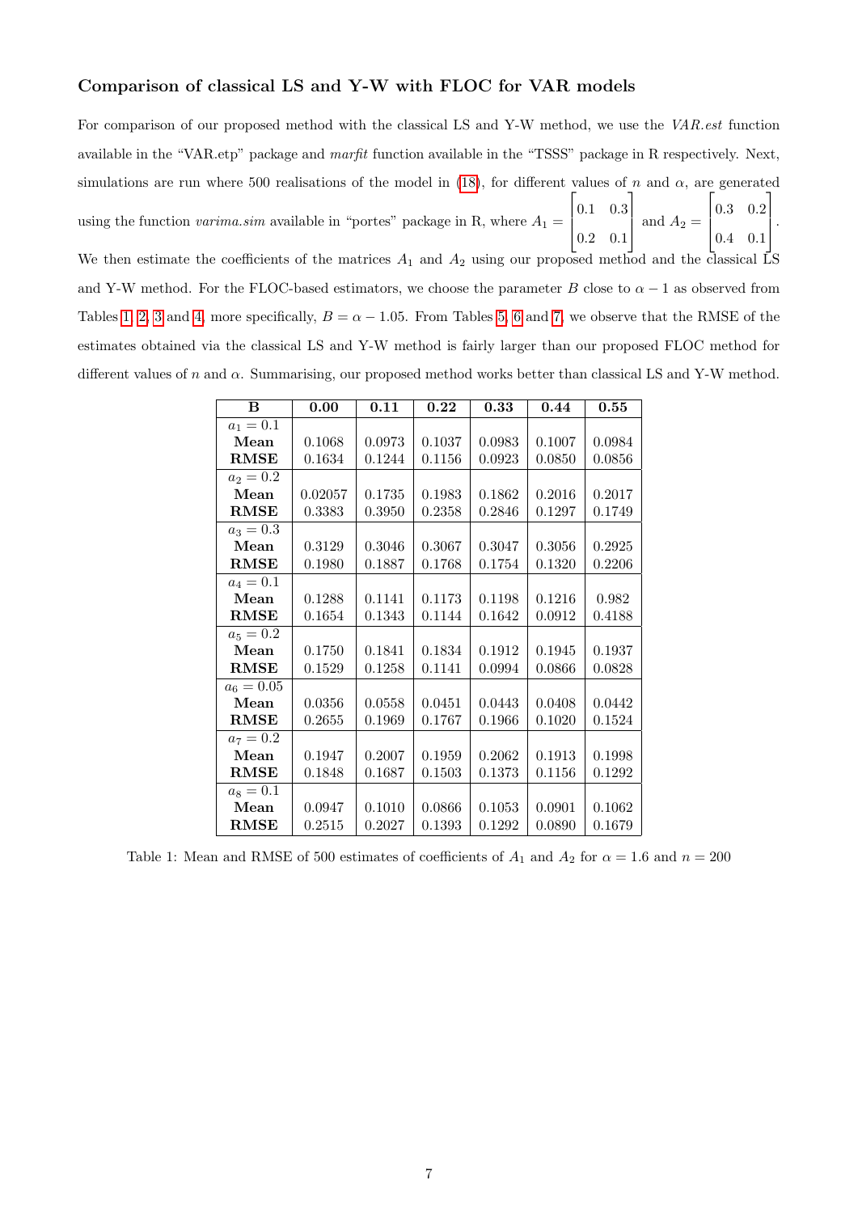### Comparison of classical LS and Y-W with FLOC for VAR models

For comparison of our proposed method with the classical LS and Y-W method, we use the *VAR.est* function available in the "VAR.etp" package and *marfit* function available in the "TSSS" package in R respectively. Next, simulations are run where 500 realisations of the model in (18), for different values of $n$ and $\alpha$, are generated using the function *varima.sim* available in "portes" package in R, where $A_1 = \begin{bmatrix} 0.1 & 0.3 \\ 0.2 & 0.1 \end{bmatrix}$ and $A_2 = \begin{bmatrix} 0.3 & 0.2 \\ 0.4 & 0.1 \end{bmatrix}$. We then estimate the coefficients of the matrices $A_1$ and $A_2$ using our proposed method and the classical LS and Y-W method. For the FLOC-based estimators, we choose the parameter $B$ close to $\alpha - 1$ as observed from Tables 1, 2, 3 and 4, more specifically, $B = \alpha - 1.05$. From Tables 5, 6 and 7, we observe that the RMSE of the estimates obtained via the classical LS and Y-W method is fairly larger than our proposed FLOC method for different values of $n$ and $\alpha$. Summarising, our proposed method works better than classical LS and Y-W method.

| B | 0.00 | 0.11 | 0.22 | 0.33 | 0.44 | 0.55 |
|---|---|---|---|---|---|---|
| $a_1 = 0.1$ | | | | | | |
| **Mean** | 0.1068 | 0.0973 | 0.1037 | 0.0983 | 0.1007 | 0.0984 |
| **RMSE** | 0.1634 | 0.1244 | 0.1156 | 0.0923 | 0.0850 | 0.0856 |
| $a_2 = 0.2$ | | | | | | |
| **Mean** | 0.02057 | 0.1735 | 0.1983 | 0.1862 | 0.2016 | 0.2017 |
| **RMSE** | 0.3383 | 0.3950 | 0.2358 | 0.2846 | 0.1297 | 0.1749 |
| $a_3 = 0.3$ | | | | | | |
| **Mean** | 0.3129 | 0.3046 | 0.3067 | 0.3047 | 0.3056 | 0.2925 |
| **RMSE** | 0.1980 | 0.1887 | 0.1768 | 0.1754 | 0.1320 | 0.2206 |
| $a_4 = 0.1$ | | | | | | |
| **Mean** | 0.1288 | 0.1141 | 0.1173 | 0.1198 | 0.1216 | 0.982 |
| **RMSE** | 0.1654 | 0.1343 | 0.1144 | 0.1642 | 0.0912 | 0.4188 |
| $a_5 = 0.2$ | | | | | | |
| **Mean** | 0.1750 | 0.1841 | 0.1834 | 0.1912 | 0.1945 | 0.1937 |
| **RMSE** | 0.1529 | 0.1258 | 0.1141 | 0.0994 | 0.0866 | 0.0828 |
| $a_6 = 0.05$ | | | | | | |
| **Mean** | 0.0356 | 0.0558 | 0.0451 | 0.0443 | 0.0408 | 0.0442 |
| **RMSE** | 0.2655 | 0.1969 | 0.1767 | 0.1966 | 0.1020 | 0.1524 |
| $a_7 = 0.2$ | | | | | | |
| **Mean** | 0.1947 | 0.2007 | 0.1959 | 0.2062 | 0.1913 | 0.1998 |
| **RMSE** | 0.1848 | 0.1687 | 0.1503 | 0.1373 | 0.1156 | 0.1292 |
| $a_8 = 0.1$ | | | | | | |
| **Mean** | 0.0947 | 0.1010 | 0.0866 | 0.1053 | 0.0901 | 0.1062 |
| **RMSE** | 0.2515 | 0.2027 | 0.1393 | 0.1292 | 0.0890 | 0.1679 |

Table 1: Mean and RMSE of 500 estimates of coefficients of $A_1$ and $A_2$ for $\alpha = 1.6$ and $n = 200$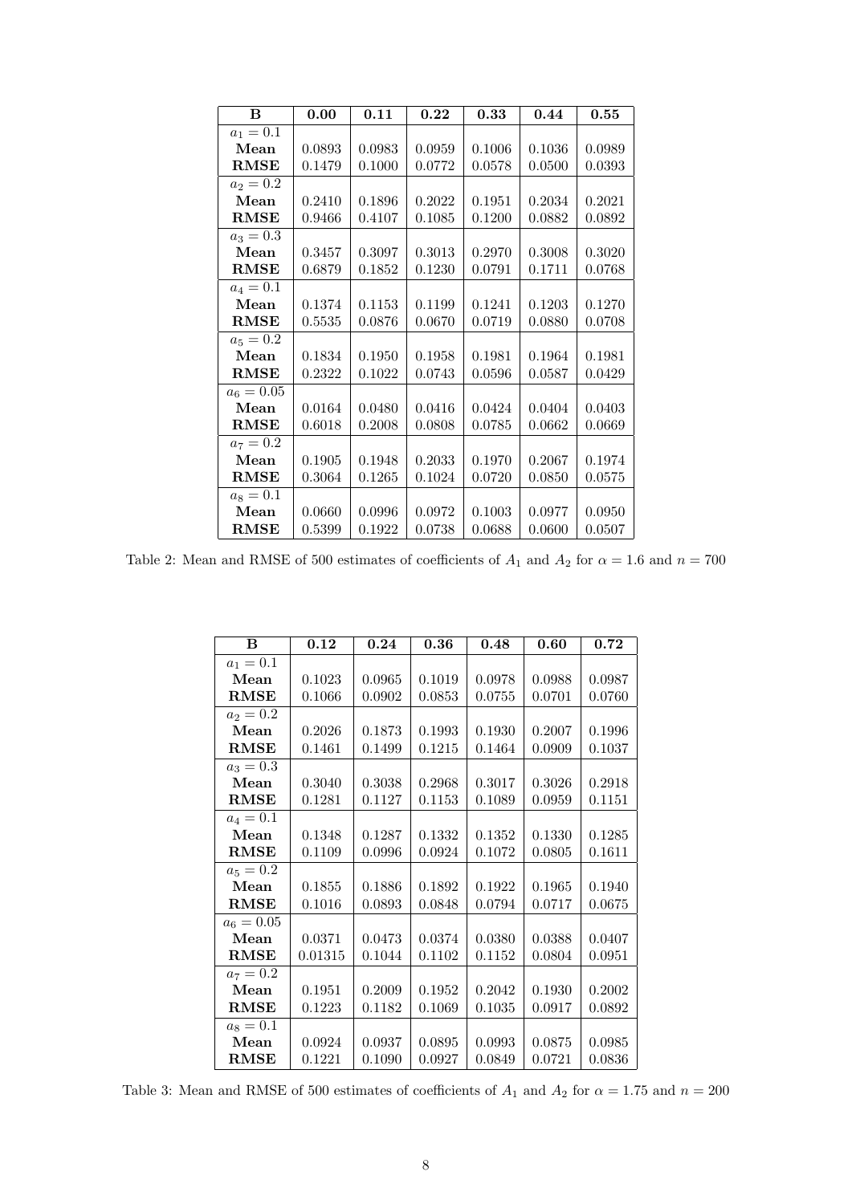| **B** | **0.00** | **0.11** | **0.22** | **0.33** | **0.44** | **0.55** |
|---|---|---|---|---|---|---|
| $a_1 = 0.1$ | | | | | | |
| **Mean** | 0.0893 | 0.0983 | 0.0959 | 0.1006 | 0.1036 | 0.0989 |
| **RMSE** | 0.1479 | 0.1000 | 0.0772 | 0.0578 | 0.0500 | 0.0393 |
| $a_2 = 0.2$ | | | | | | |
| **Mean** | 0.2410 | 0.1896 | 0.2022 | 0.1951 | 0.2034 | 0.2021 |
| **RMSE** | 0.9466 | 0.4107 | 0.1085 | 0.1200 | 0.0882 | 0.0892 |
| $a_3 = 0.3$ | | | | | | |
| **Mean** | 0.3457 | 0.3097 | 0.3013 | 0.2970 | 0.3008 | 0.3020 |
| **RMSE** | 0.6879 | 0.1852 | 0.1230 | 0.0791 | 0.1711 | 0.0768 |
| $a_4 = 0.1$ | | | | | | |
| **Mean** | 0.1374 | 0.1153 | 0.1199 | 0.1241 | 0.1203 | 0.1270 |
| **RMSE** | 0.5535 | 0.0876 | 0.0670 | 0.0719 | 0.0880 | 0.0708 |
| $a_5 = 0.2$ | | | | | | |
| **Mean** | 0.1834 | 0.1950 | 0.1958 | 0.1981 | 0.1964 | 0.1981 |
| **RMSE** | 0.2322 | 0.1022 | 0.0743 | 0.0596 | 0.0587 | 0.0429 |
| $a_6 = 0.05$ | | | | | | |
| **Mean** | 0.0164 | 0.0480 | 0.0416 | 0.0424 | 0.0404 | 0.0403 |
| **RMSE** | 0.6018 | 0.2008 | 0.0808 | 0.0785 | 0.0662 | 0.0669 |
| $a_7 = 0.2$ | | | | | | |
| **Mean** | 0.1905 | 0.1948 | 0.2033 | 0.1970 | 0.2067 | 0.1974 |
| **RMSE** | 0.3064 | 0.1265 | 0.1024 | 0.0720 | 0.0850 | 0.0575 |
| $a_8 = 0.1$ | | | | | | |
| **Mean** | 0.0660 | 0.0996 | 0.0972 | 0.1003 | 0.0977 | 0.0950 |
| **RMSE** | 0.5399 | 0.1922 | 0.0738 | 0.0688 | 0.0600 | 0.0507 |

Table 2: Mean and RMSE of 500 estimates of coefficients of $A_1$ and $A_2$ for $\alpha = 1.6$ and $n = 700$

| **B** | **0.12** | **0.24** | **0.36** | **0.48** | **0.60** | **0.72** |
|---|---|---|---|---|---|---|
| $a_1 = 0.1$ | | | | | | |
| **Mean** | 0.1023 | 0.0965 | 0.1019 | 0.0978 | 0.0988 | 0.0987 |
| **RMSE** | 0.1066 | 0.0902 | 0.0853 | 0.0755 | 0.0701 | 0.0760 |
| $a_2 = 0.2$ | | | | | | |
| **Mean** | 0.2026 | 0.1873 | 0.1993 | 0.1930 | 0.2007 | 0.1996 |
| **RMSE** | 0.1461 | 0.1499 | 0.1215 | 0.1464 | 0.0909 | 0.1037 |
| $a_3 = 0.3$ | | | | | | |
| **Mean** | 0.3040 | 0.3038 | 0.2968 | 0.3017 | 0.3026 | 0.2918 |
| **RMSE** | 0.1281 | 0.1127 | 0.1153 | 0.1089 | 0.0959 | 0.1151 |
| $a_4 = 0.1$ | | | | | | |
| **Mean** | 0.1348 | 0.1287 | 0.1332 | 0.1352 | 0.1330 | 0.1285 |
| **RMSE** | 0.1109 | 0.0996 | 0.0924 | 0.1072 | 0.0805 | 0.1611 |
| $a_5 = 0.2$ | | | | | | |
| **Mean** | 0.1855 | 0.1886 | 0.1892 | 0.1922 | 0.1965 | 0.1940 |
| **RMSE** | 0.1016 | 0.0893 | 0.0848 | 0.0794 | 0.0717 | 0.0675 |
| $a_6 = 0.05$ | | | | | | |
| **Mean** | 0.0371 | 0.0473 | 0.0374 | 0.0380 | 0.0388 | 0.0407 |
| **RMSE** | 0.01315 | 0.1044 | 0.1102 | 0.1152 | 0.0804 | 0.0951 |
| $a_7 = 0.2$ | | | | | | |
| **Mean** | 0.1951 | 0.2009 | 0.1952 | 0.2042 | 0.1930 | 0.2002 |
| **RMSE** | 0.1223 | 0.1182 | 0.1069 | 0.1035 | 0.0917 | 0.0892 |
| $a_8 = 0.1$ | | | | | | |
| **Mean** | 0.0924 | 0.0937 | 0.0895 | 0.0993 | 0.0875 | 0.0985 |
| **RMSE** | 0.1221 | 0.1090 | 0.0927 | 0.0849 | 0.0721 | 0.0836 |

Table 3: Mean and RMSE of 500 estimates of coefficients of $A_1$ and $A_2$ for $\alpha = 1.75$ and $n = 200$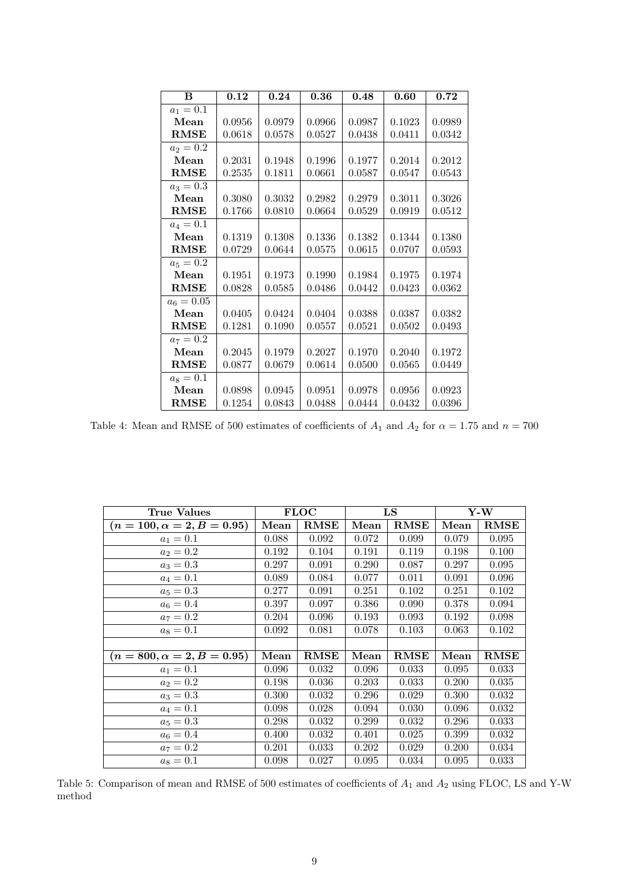| **B** | **0.12** | **0.24** | **0.36** | **0.48** | **0.60** | **0.72** |
|---|---|---|---|---|---|---|
| $a_1 = 0.1$ | | | | | | |
| **Mean** | 0.0956 | 0.0979 | 0.0966 | 0.0987 | 0.1023 | 0.0989 |
| **RMSE** | 0.0618 | 0.0578 | 0.0527 | 0.0438 | 0.0411 | 0.0342 |
| $a_2 = 0.2$ | | | | | | |
| **Mean** | 0.2031 | 0.1948 | 0.1996 | 0.1977 | 0.2014 | 0.2012 |
| **RMSE** | 0.2535 | 0.1811 | 0.0661 | 0.0587 | 0.0547 | 0.0543 |
| $a_3 = 0.3$ | | | | | | |
| **Mean** | 0.3080 | 0.3032 | 0.2982 | 0.2979 | 0.3011 | 0.3026 |
| **RMSE** | 0.1766 | 0.0810 | 0.0664 | 0.0529 | 0.0919 | 0.0512 |
| $a_4 = 0.1$ | | | | | | |
| **Mean** | 0.1319 | 0.1308 | 0.1336 | 0.1382 | 0.1344 | 0.1380 |
| **RMSE** | 0.0729 | 0.0644 | 0.0575 | 0.0615 | 0.0707 | 0.0593 |
| $a_5 = 0.2$ | | | | | | |
| **Mean** | 0.1951 | 0.1973 | 0.1990 | 0.1984 | 0.1975 | 0.1974 |
| **RMSE** | 0.0828 | 0.0585 | 0.0486 | 0.0442 | 0.0423 | 0.0362 |
| $a_6 = 0.05$ | | | | | | |
| **Mean** | 0.0405 | 0.0424 | 0.0404 | 0.0388 | 0.0387 | 0.0382 |
| **RMSE** | 0.1281 | 0.1090 | 0.0557 | 0.0521 | 0.0502 | 0.0493 |
| $a_7 = 0.2$ | | | | | | |
| **Mean** | 0.2045 | 0.1979 | 0.2027 | 0.1970 | 0.2040 | 0.1972 |
| **RMSE** | 0.0877 | 0.0679 | 0.0614 | 0.0500 | 0.0565 | 0.0449 |
| $a_8 = 0.1$ | | | | | | |
| **Mean** | 0.0898 | 0.0945 | 0.0951 | 0.0978 | 0.0956 | 0.0923 |
| **RMSE** | 0.1254 | 0.0843 | 0.0488 | 0.0444 | 0.0432 | 0.0396 |

Table 4: Mean and RMSE of 500 estimates of coefficients of $A_1$ and $A_2$ for $\alpha = 1.75$ and $n = 700$

| **True Values** | **FLOC** | | **LS** | | **Y-W** | |
|---|---|---|---|---|---|---|
| $(n = 100, \alpha = 2, B = 0.95)$ | **Mean** | **RMSE** | **Mean** | **RMSE** | **Mean** | **RMSE** |
| $a_1 = 0.1$ | 0.088 | 0.092 | 0.072 | 0.099 | 0.079 | 0.095 |
| $a_2 = 0.2$ | 0.192 | 0.104 | 0.191 | 0.119 | 0.198 | 0.100 |
| $a_3 = 0.3$ | 0.297 | 0.091 | 0.290 | 0.087 | 0.297 | 0.095 |
| $a_4 = 0.1$ | 0.089 | 0.084 | 0.077 | 0.011 | 0.091 | 0.096 |
| $a_5 = 0.3$ | 0.277 | 0.091 | 0.251 | 0.102 | 0.251 | 0.102 |
| $a_6 = 0.4$ | 0.397 | 0.097 | 0.386 | 0.090 | 0.378 | 0.094 |
| $a_7 = 0.2$ | 0.204 | 0.096 | 0.193 | 0.093 | 0.192 | 0.098 |
| $a_8 = 0.1$ | 0.092 | 0.081 | 0.078 | 0.103 | 0.063 | 0.102 |
| | | | | | | |
| $(n = 800, \alpha = 2, B = 0.95)$ | **Mean** | **RMSE** | **Mean** | **RMSE** | **Mean** | **RMSE** |
| $a_1 = 0.1$ | 0.096 | 0.032 | 0.096 | 0.033 | 0.095 | 0.033 |
| $a_2 = 0.2$ | 0.198 | 0.036 | 0.203 | 0.033 | 0.200 | 0.035 |
| $a_3 = 0.3$ | 0.300 | 0.032 | 0.296 | 0.029 | 0.300 | 0.032 |
| $a_4 = 0.1$ | 0.098 | 0.028 | 0.094 | 0.030 | 0.096 | 0.032 |
| $a_5 = 0.3$ | 0.298 | 0.032 | 0.299 | 0.032 | 0.296 | 0.033 |
| $a_6 = 0.4$ | 0.400 | 0.032 | 0.401 | 0.025 | 0.399 | 0.032 |
| $a_7 = 0.2$ | 0.201 | 0.033 | 0.202 | 0.029 | 0.200 | 0.034 |
| $a_8 = 0.1$ | 0.098 | 0.027 | 0.095 | 0.034 | 0.095 | 0.033 |

Table 5: Comparison of mean and RMSE of 500 estimates of coefficients of $A_1$ and $A_2$ using FLOC, LS and Y-W method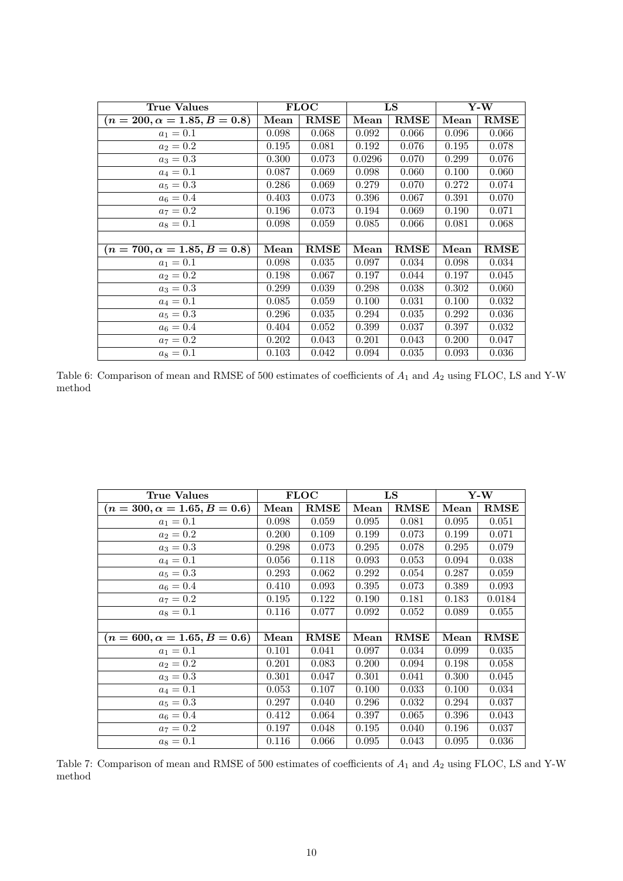| True Values | FLOC | | LS | | Y-W | |
|---|---|---|---|---|---|---|
| $(n = 200, \alpha = 1.85, B = 0.8)$ | **Mean** | **RMSE** | **Mean** | **RMSE** | **Mean** | **RMSE** |
| $a_1 = 0.1$ | 0.098 | 0.068 | 0.092 | 0.066 | 0.096 | 0.066 |
| $a_2 = 0.2$ | 0.195 | 0.081 | 0.192 | 0.076 | 0.195 | 0.078 |
| $a_3 = 0.3$ | 0.300 | 0.073 | 0.0296 | 0.070 | 0.299 | 0.076 |
| $a_4 = 0.1$ | 0.087 | 0.069 | 0.098 | 0.060 | 0.100 | 0.060 |
| $a_5 = 0.3$ | 0.286 | 0.069 | 0.279 | 0.070 | 0.272 | 0.074 |
| $a_6 = 0.4$ | 0.403 | 0.073 | 0.396 | 0.067 | 0.391 | 0.070 |
| $a_7 = 0.2$ | 0.196 | 0.073 | 0.194 | 0.069 | 0.190 | 0.071 |
| $a_8 = 0.1$ | 0.098 | 0.059 | 0.085 | 0.066 | 0.081 | 0.068 |
| | | | | | | |
| $(n = 700, \alpha = 1.85, B = 0.8)$ | **Mean** | **RMSE** | **Mean** | **RMSE** | **Mean** | **RMSE** |
| $a_1 = 0.1$ | 0.098 | 0.035 | 0.097 | 0.034 | 0.098 | 0.034 |
| $a_2 = 0.2$ | 0.198 | 0.067 | 0.197 | 0.044 | 0.197 | 0.045 |
| $a_3 = 0.3$ | 0.299 | 0.039 | 0.298 | 0.038 | 0.302 | 0.060 |
| $a_4 = 0.1$ | 0.085 | 0.059 | 0.100 | 0.031 | 0.100 | 0.032 |
| $a_5 = 0.3$ | 0.296 | 0.035 | 0.294 | 0.035 | 0.292 | 0.036 |
| $a_6 = 0.4$ | 0.404 | 0.052 | 0.399 | 0.037 | 0.397 | 0.032 |
| $a_7 = 0.2$ | 0.202 | 0.043 | 0.201 | 0.043 | 0.200 | 0.047 |
| $a_8 = 0.1$ | 0.103 | 0.042 | 0.094 | 0.035 | 0.093 | 0.036 |

Table 6: Comparison of mean and RMSE of 500 estimates of coefficients of $A_1$ and $A_2$ using FLOC, LS and Y-W method

| True Values | FLOC | | LS | | Y-W | |
|---|---|---|---|---|---|---|
| $(n = 300, \alpha = 1.65, B = 0.6)$ | **Mean** | **RMSE** | **Mean** | **RMSE** | **Mean** | **RMSE** |
| $a_1 = 0.1$ | 0.098 | 0.059 | 0.095 | 0.081 | 0.095 | 0.051 |
| $a_2 = 0.2$ | 0.200 | 0.109 | 0.199 | 0.073 | 0.199 | 0.071 |
| $a_3 = 0.3$ | 0.298 | 0.073 | 0.295 | 0.078 | 0.295 | 0.079 |
| $a_4 = 0.1$ | 0.056 | 0.118 | 0.093 | 0.053 | 0.094 | 0.038 |
| $a_5 = 0.3$ | 0.293 | 0.062 | 0.292 | 0.054 | 0.287 | 0.059 |
| $a_6 = 0.4$ | 0.410 | 0.093 | 0.395 | 0.073 | 0.389 | 0.093 |
| $a_7 = 0.2$ | 0.195 | 0.122 | 0.190 | 0.181 | 0.183 | 0.0184 |
| $a_8 = 0.1$ | 0.116 | 0.077 | 0.092 | 0.052 | 0.089 | 0.055 |
| | | | | | | |
| $(n = 600, \alpha = 1.65, B = 0.6)$ | **Mean** | **RMSE** | **Mean** | **RMSE** | **Mean** | **RMSE** |
| $a_1 = 0.1$ | 0.101 | 0.041 | 0.097 | 0.034 | 0.099 | 0.035 |
| $a_2 = 0.2$ | 0.201 | 0.083 | 0.200 | 0.094 | 0.198 | 0.058 |
| $a_3 = 0.3$ | 0.301 | 0.047 | 0.301 | 0.041 | 0.300 | 0.045 |
| $a_4 = 0.1$ | 0.053 | 0.107 | 0.100 | 0.033 | 0.100 | 0.034 |
| $a_5 = 0.3$ | 0.297 | 0.040 | 0.296 | 0.032 | 0.294 | 0.037 |
| $a_6 = 0.4$ | 0.412 | 0.064 | 0.397 | 0.065 | 0.396 | 0.043 |
| $a_7 = 0.2$ | 0.197 | 0.048 | 0.195 | 0.040 | 0.196 | 0.037 |
| $a_8 = 0.1$ | 0.116 | 0.066 | 0.095 | 0.043 | 0.095 | 0.036 |

Table 7: Comparison of mean and RMSE of 500 estimates of coefficients of $A_1$ and $A_2$ using FLOC, LS and Y-W method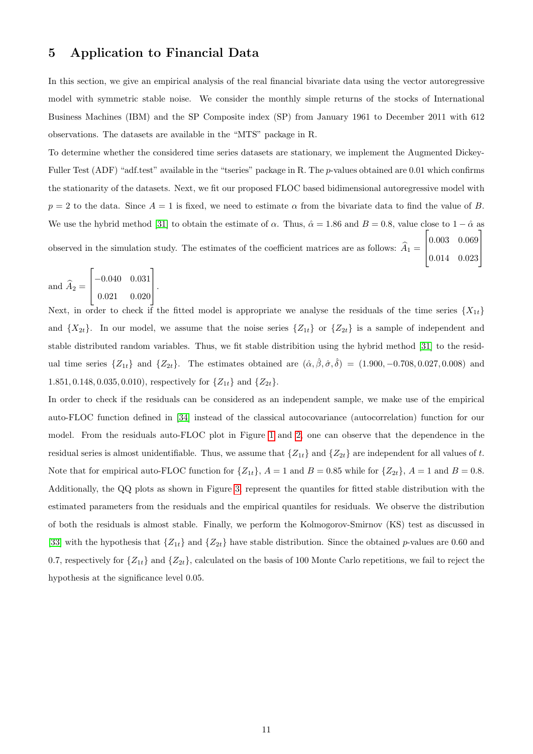## 5 Application to Financial Data

In this section, we give an empirical analysis of the real financial bivariate data using the vector autoregressive model with symmetric stable noise. We consider the monthly simple returns of the stocks of International Business Machines (IBM) and the SP Composite index (SP) from January 1961 to December 2011 with 612 observations. The datasets are available in the "MTS" package in R.

To determine whether the considered time series datasets are stationary, we implement the Augmented Dickey-Fuller Test (ADF) "adf.test" available in the "tseries" package in R. The $p$-values obtained are 0.01 which confirms the stationarity of the datasets. Next, we fit our proposed FLOC based bidimensional autoregressive model with $p = 2$ to the data. Since $A = 1$ is fixed, we need to estimate $\alpha$ from the bivariate data to find the value of $B$. We use the hybrid method [31] to obtain the estimate of $\alpha$. Thus, $\hat{\alpha} = 1.86$ and $B = 0.8$, value close to $1 - \hat{\alpha}$ as observed in the simulation study. The estimates of the coefficient matrices are as follows: $\widehat{A}_1 = \begin{bmatrix} 0.003 & 0.069 \\ 0.014 & 0.023 \end{bmatrix}$ and $\widehat{A}_2 = \begin{bmatrix} -0.040 & 0.031 \\ 0.021 & 0.020 \end{bmatrix}$.

Next, in order to check if the fitted model is appropriate we analyse the residuals of the time series $\{X_{1t}\}$ and $\{X_{2t}\}$. In our model, we assume that the noise series $\{Z_{1t}\}$ or $\{Z_{2t}\}$ is a sample of independent and stable distributed random variables. Thus, we fit stable distribition using the hybrid method [31] to the residual time series $\{Z_{1t}\}$ and $\{Z_{2t}\}$. The estimates obtained are $(\hat{\alpha}, \hat{\beta}, \hat{\sigma}, \hat{\delta}) = (1.900, -0.708, 0.027, 0.008)$ and $1.851, 0.148, 0.035, 0.010)$, respectively for $\{Z_{1t}\}$ and $\{Z_{2t}\}$.

In order to check if the residuals can be considered as an independent sample, we make use of the empirical auto-FLOC function defined in [34] instead of the classical autocovariance (autocorrelation) function for our model. From the residuals auto-FLOC plot in Figure 1 and 2, one can observe that the dependence in the residual series is almost unidentifiable. Thus, we assume that $\{Z_{1t}\}$ and $\{Z_{2t}\}$ are independent for all values of $t$. Note that for empirical auto-FLOC function for $\{Z_{1t}\}$, $A = 1$ and $B = 0.85$ while for $\{Z_{2t}\}$, $A = 1$ and $B = 0.8$. Additionally, the QQ plots as shown in Figure 3 represent the quantiles for fitted stable distribution with the estimated parameters from the residuals and the empirical quantiles for residuals. We observe the distribution of both the residuals is almost stable. Finally, we perform the Kolmogorov-Smirnov (KS) test as discussed in [33] with the hypothesis that $\{Z_{1t}\}$ and $\{Z_{2t}\}$ have stable distribution. Since the obtained $p$-values are 0.60 and 0.7, respectively for $\{Z_{1t}\}$ and $\{Z_{2t}\}$, calculated on the basis of 100 Monte Carlo repetitions, we fail to reject the hypothesis at the significance level 0.05.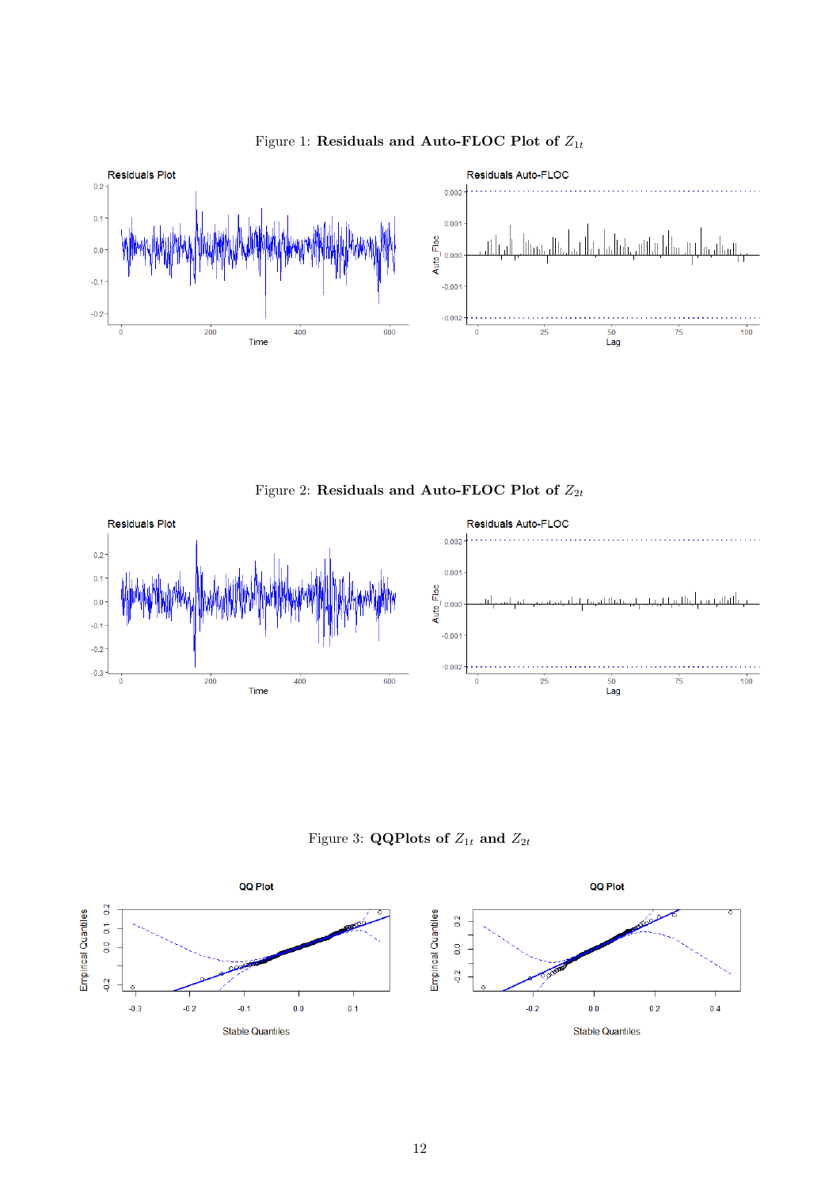Figure 1: **Residuals and Auto-FLOC Plot of** $Z_{1t}$

Figure 2: **Residuals and Auto-FLOC Plot of** $Z_{2t}$

Figure 3: **QQPlots of** $Z_{1t}$ **and** $Z_{2t}$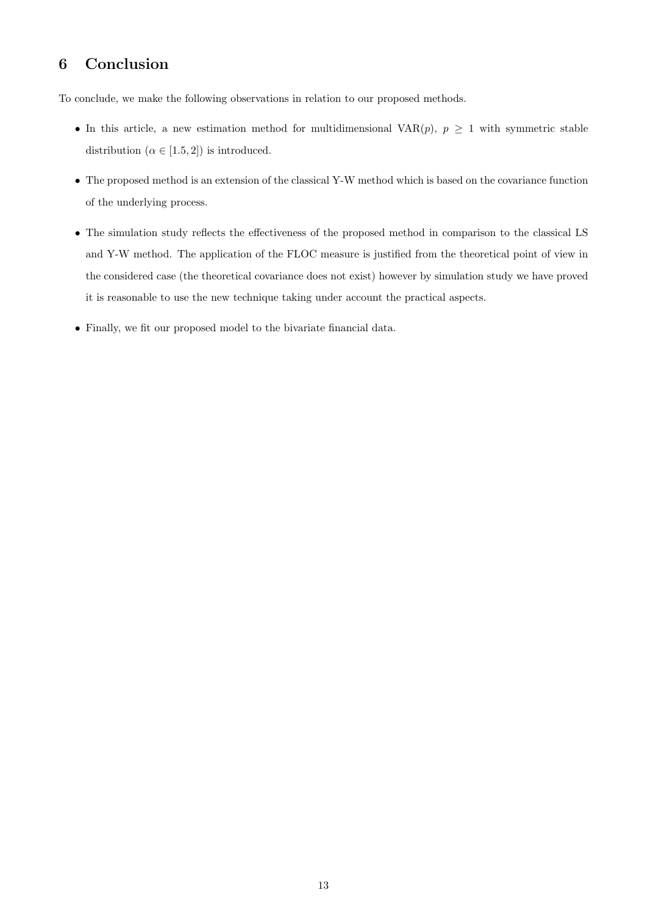## 6 Conclusion

To conclude, we make the following observations in relation to our proposed methods.

- In this article, a new estimation method for multidimensional VAR($p$), $p \geq 1$ with symmetric stable distribution ($\alpha \in [1.5, 2]$) is introduced.
- The proposed method is an extension of the classical Y-W method which is based on the covariance function of the underlying process.
- The simulation study reflects the effectiveness of the proposed method in comparison to the classical LS and Y-W method. The application of the FLOC measure is justified from the theoretical point of view in the considered case (the theoretical covariance does not exist) however by simulation study we have proved it is reasonable to use the new technique taking under account the practical aspects.
- Finally, we fit our proposed model to the bivariate financial data.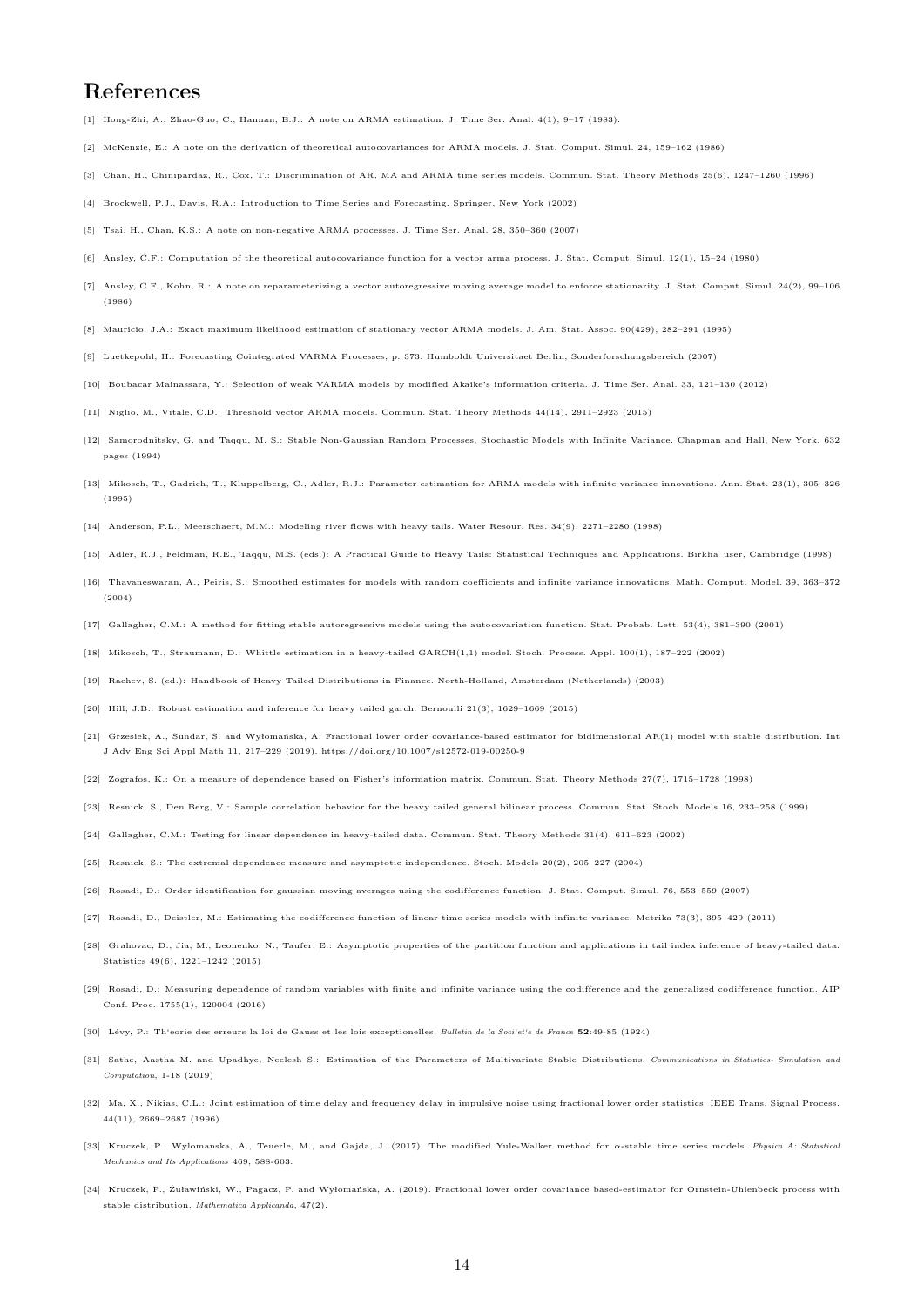# References

[1] Hong-Zhi, A., Zhao-Guo, C., Hannan, E.J.: A note on ARMA estimation. J. Time Ser. Anal. 4(1), 9–17 (1983).

[2] McKenzie, E.: A note on the derivation of theoretical autocovariances for ARMA models. J. Stat. Comput. Simul. 24, 159–162 (1986)

[3] Chan, H., Chinipardaz, R., Cox, T.: Discrimination of AR, MA and ARMA time series models. Commun. Stat. Theory Methods 25(6), 1247–1260 (1996)

[4] Brockwell, P.J., Davis, R.A.: Introduction to Time Series and Forecasting. Springer, New York (2002)

[5] Tsai, H., Chan, K.S.: A note on non-negative ARMA processes. J. Time Ser. Anal. 28, 350–360 (2007)

[6] Ansley, C.F.: Computation of the theoretical autocovariance function for a vector arma process. J. Stat. Comput. Simul. 12(1), 15–24 (1980)

[7] Ansley, C.F., Kohn, R.: A note on reparameterizing a vector autoregressive moving average model to enforce stationarity. J. Stat. Comput. Simul. 24(2), 99–106 (1986)

[8] Mauricio, J.A.: Exact maximum likelihood estimation of stationary vector ARMA models. J. Am. Stat. Assoc. 90(429), 282–291 (1995)

[9] Luetkepohl, H.: Forecasting Cointegrated VARMA Processes, p. 373. Humboldt Universitaet Berlin, Sonderforschungsbereich (2007)

[10] Boubacar Mainassara, Y.: Selection of weak VARMA models by modified Akaike's information criteria. J. Time Ser. Anal. 33, 121–130 (2012)

[11] Niglio, M., Vitale, C.D.: Threshold vector ARMA models. Commun. Stat. Theory Methods 44(14), 2911–2923 (2015)

[12] Samorodnitsky, G. and Taqqu, M. S.: Stable Non-Gaussian Random Processes, Stochastic Models with Infinite Variance. Chapman and Hall, New York, 632 pages (1994)

[13] Mikosch, T., Gadrich, T., Kluppelberg, C., Adler, R.J.: Parameter estimation for ARMA models with infinite variance innovations. Ann. Stat. 23(1), 305–326 (1995)

[14] Anderson, P.L., Meerschaert, M.M.: Modeling river flows with heavy tails. Water Resour. Res. 34(9), 2271–2280 (1998)

[15] Adler, R.J., Feldman, R.E., Taqqu, M.S. (eds.): A Practical Guide to Heavy Tails: Statistical Techniques and Applications. Birkha¨user, Cambridge (1998)

[16] Thavaneswaran, A., Peiris, S.: Smoothed estimates for models with random coefficients and infinite variance innovations. Math. Comput. Model. 39, 363–372 (2004)

[17] Gallagher, C.M.: A method for fitting stable autoregressive models using the autocovariation function. Stat. Probab. Lett. 53(4), 381–390 (2001)

[18] Mikosch, T., Straumann, D.: Whittle estimation in a heavy-tailed GARCH(1,1) model. Stoch. Process. Appl. 100(1), 187–222 (2002)

[19] Rachev, S. (ed.): Handbook of Heavy Tailed Distributions in Finance. North-Holland, Amsterdam (Netherlands) (2003)

[20] Hill, J.B.: Robust estimation and inference for heavy tailed garch. Bernoulli 21(3), 1629–1669 (2015)

[21] Grzesiek, A., Sundar, S. and Wyłomańska, A. Fractional lower order covariance-based estimator for bidimensional AR(1) model with stable distribution. Int J Adv Eng Sci Appl Math 11, 217–229 (2019). https://doi.org/10.1007/s12572-019-00250-9

[22] Zografos, K.: On a measure of dependence based on Fisher's information matrix. Commun. Stat. Theory Methods 27(7), 1715–1728 (1998)

[23] Resnick, S., Den Berg, V.: Sample correlation behavior for the heavy tailed general bilinear process. Commun. Stat. Stoch. Models 16, 233–258 (1999)

[24] Gallagher, C.M.: Testing for linear dependence in heavy-tailed data. Commun. Stat. Theory Methods 31(4), 611–623 (2002)

[25] Resnick, S.: The extremal dependence measure and asymptotic independence. Stoch. Models 20(2), 205–227 (2004)

[26] Rosadi, D.: Order identification for gaussian moving averages using the codifference function. J. Stat. Comput. Simul. 76, 553–559 (2007)

[27] Rosadi, D., Deistler, M.: Estimating the codifference function of linear time series models with infinite variance. Metrika 73(3), 395–429 (2011)

[28] Grahovac, D., Jia, M., Leonenko, N., Taufer, E.: Asymptotic properties of the partition function and applications in tail index inference of heavy-tailed data. Statistics 49(6), 1221–1242 (2015)

[29] Rosadi, D.: Measuring dependence of random variables with finite and infinite variance using the codifference and the generalized codifference function. AIP Conf. Proc. 1755(1), 120004 (2016)

[30] Lévy, P.: Th'eorie des erreurs la loi de Gauss et les lois exceptionelles, *Bulletin de la Soci'et'e de France* **52**:49-85 (1924)

[31] Sathe, Aastha M. and Upadhye, Neelesh S.: Estimation of the Parameters of Multivariate Stable Distributions. *Communications in Statistics- Simulation and Computation*, 1-18 (2019)

[32] Ma, X., Nikias, C.L.: Joint estimation of time delay and frequency delay in impulsive noise using fractional lower order statistics. IEEE Trans. Signal Process. 44(11), 2669–2687 (1996)

[33] Kruczek, P., Wylomanska, A., Teuerle, M., and Gajda, J. (2017). The modified Yule-Walker method for $\alpha$-stable time series models. *Physica A: Statistical Mechanics and Its Applications* 469, 588-603.

[34] Kruczek, P., Żuławiński, W., Pagacz, P. and Wyłomańska, A. (2019). Fractional lower order covariance based-estimator for Ornstein-Uhlenbeck process with stable distribution. *Mathematica Applicanda*, 47(2).